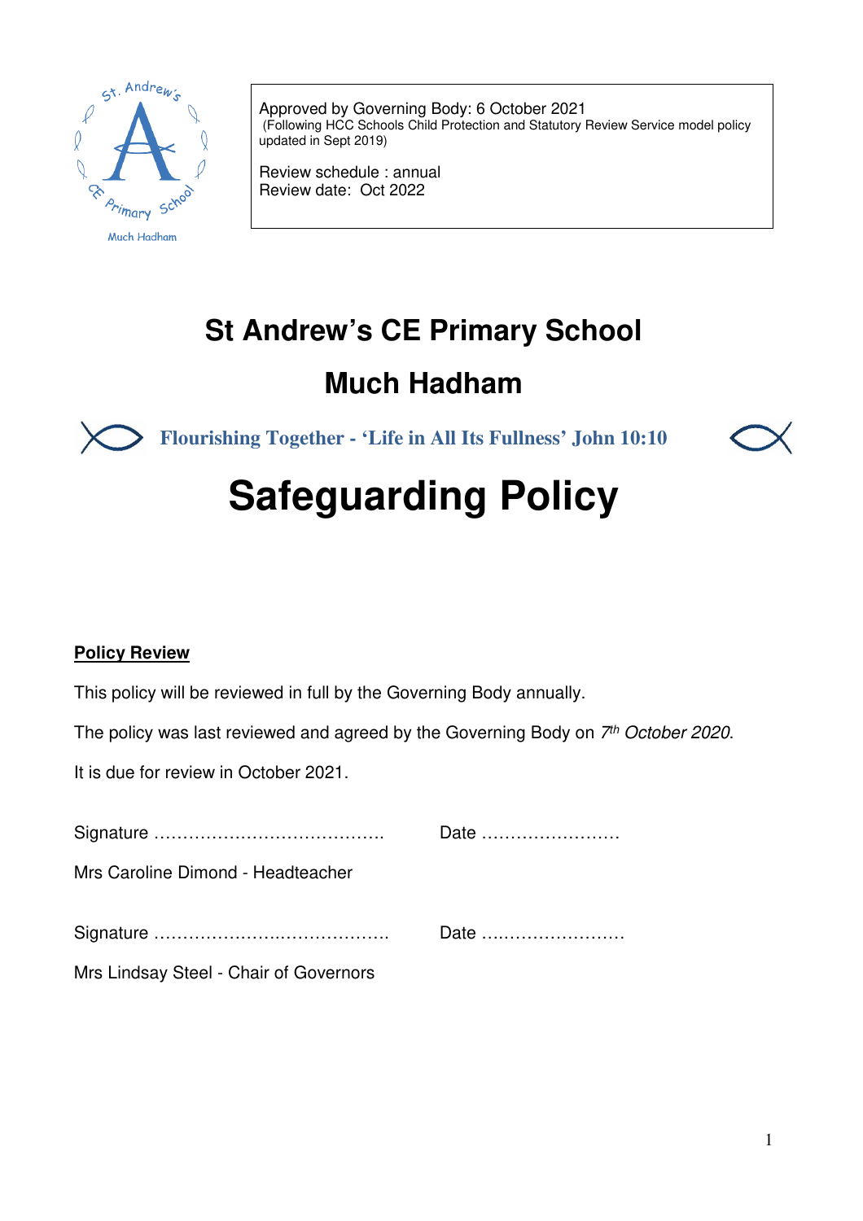Approved by Governing Body: 6 October 2021
(Following HCC Schools Child Protection and Statutory Review Service model policy updated in Sept 2019)

Review schedule : annual
Review date: Oct 2022

# St Andrew's CE Primary School

# Much Hadham

**Flourishing Together - 'Life in All Its Fullness' John 10:10**

# Safeguarding Policy

**Policy Review**

This policy will be reviewed in full by the Governing Body annually.

The policy was last reviewed and agreed by the Governing Body on *7th October 2020*.

It is due for review in October 2021.

Signature …………………………………. Date ……………………

Mrs Caroline Dimond - Headteacher

Signature …………………………………. Date ……………………

Mrs Lindsay Steel - Chair of Governors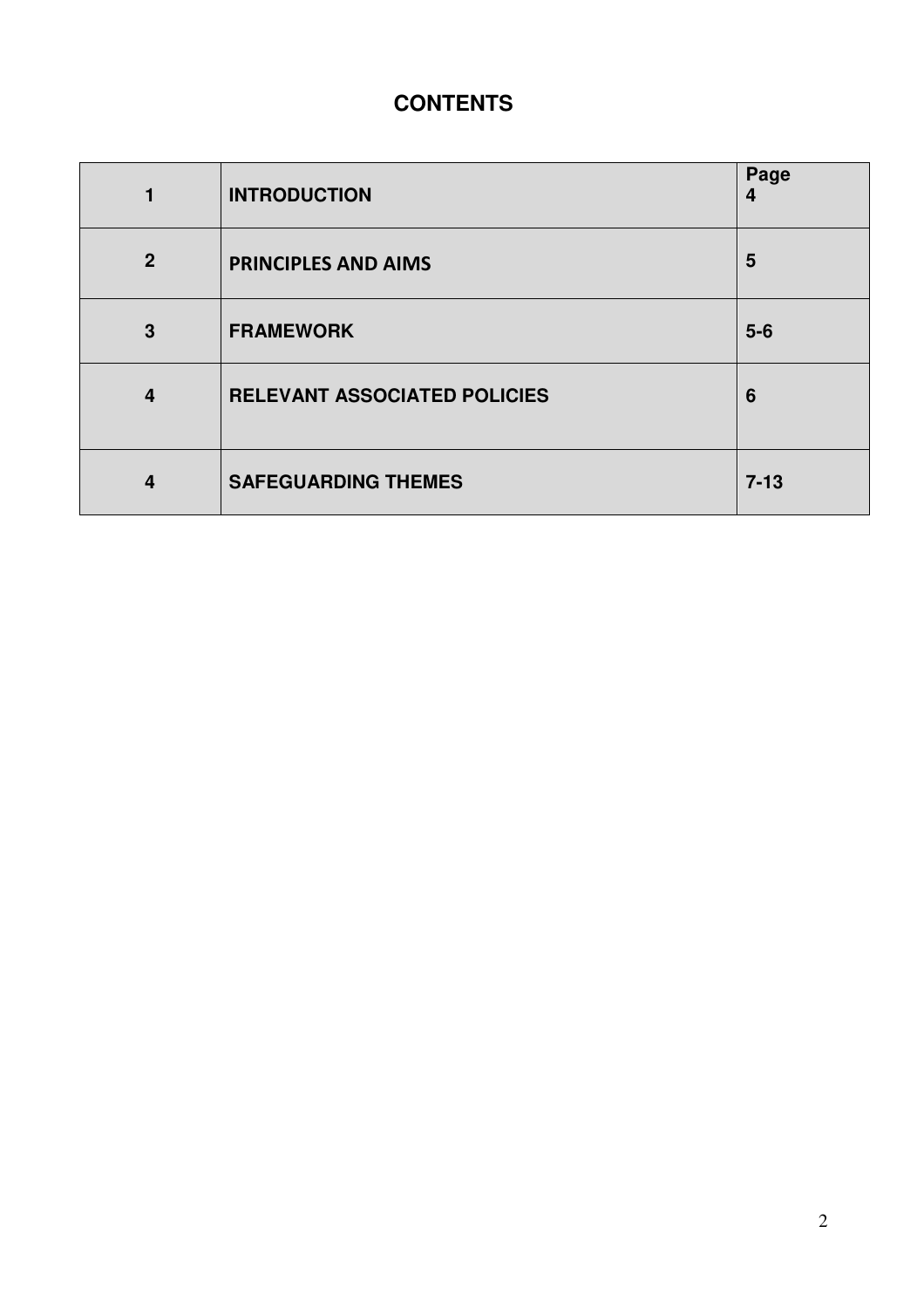## CONTENTS

| | | Page |
|---|---|---|
| 1 | INTRODUCTION | 4 |
| 2 | PRINCIPLES AND AIMS | 5 |
| 3 | FRAMEWORK | 5-6 |
| 4 | RELEVANT ASSOCIATED POLICIES | 6 |
| 4 | SAFEGUARDING THEMES | 7-13 |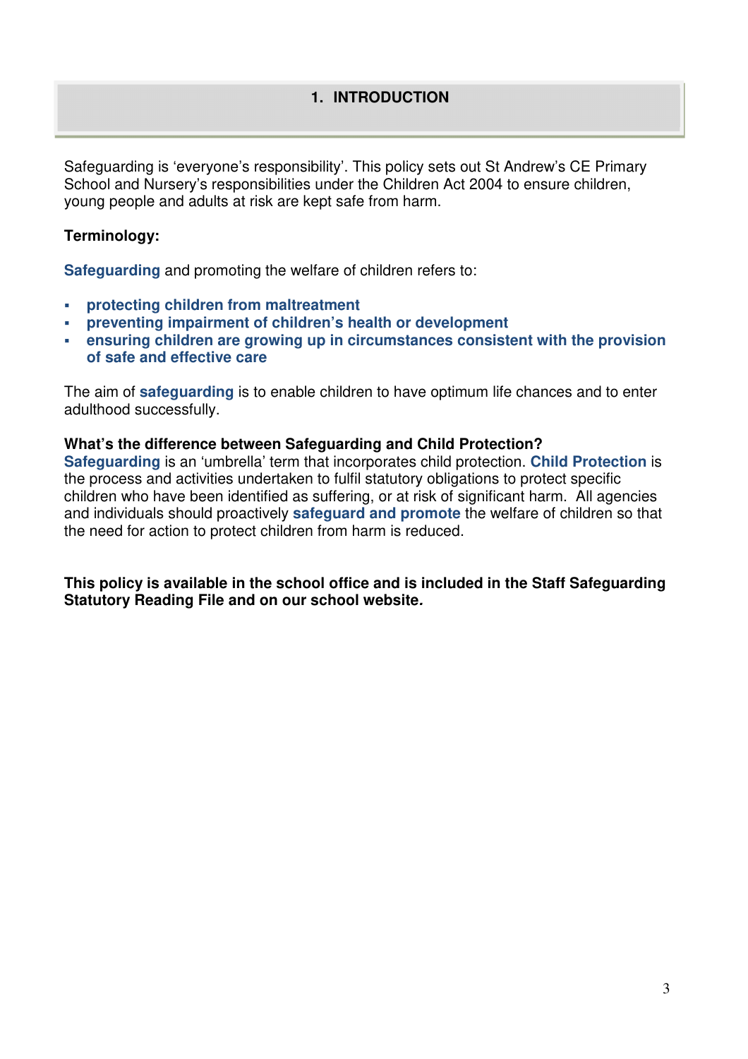# 1. INTRODUCTION

Safeguarding is 'everyone's responsibility'. This policy sets out St Andrew's CE Primary School and Nursery's responsibilities under the Children Act 2004 to ensure children, young people and adults at risk are kept safe from harm.

**Terminology:**

**Safeguarding** and promoting the welfare of children refers to:

- **protecting children from maltreatment**
- **preventing impairment of children's health or development**
- **ensuring children are growing up in circumstances consistent with the provision of safe and effective care**

The aim of **safeguarding** is to enable children to have optimum life chances and to enter adulthood successfully.

**What's the difference between Safeguarding and Child Protection?**
**Safeguarding** is an 'umbrella' term that incorporates child protection. **Child Protection** is the process and activities undertaken to fulfil statutory obligations to protect specific children who have been identified as suffering, or at risk of significant harm. All agencies and individuals should proactively **safeguard and promote** the welfare of children so that the need for action to protect children from harm is reduced.

**This policy is available in the school office and is included in the Staff Safeguarding Statutory Reading File and on our school website.**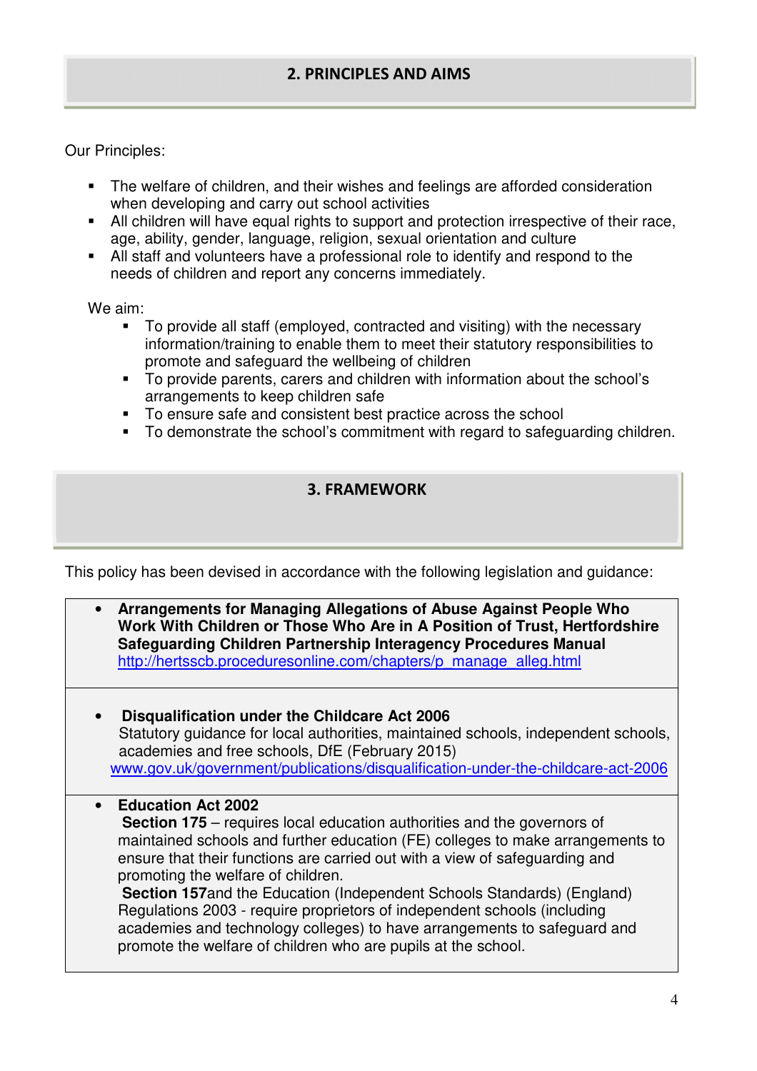## 2. PRINCIPLES AND AIMS

Our Principles:

- The welfare of children, and their wishes and feelings are afforded consideration when developing and carry out school activities
- All children will have equal rights to support and protection irrespective of their race, age, ability, gender, language, religion, sexual orientation and culture
- All staff and volunteers have a professional role to identify and respond to the needs of children and report any concerns immediately.

We aim:

- To provide all staff (employed, contracted and visiting) with the necessary information/training to enable them to meet their statutory responsibilities to promote and safeguard the wellbeing of children
- To provide parents, carers and children with information about the school's arrangements to keep children safe
- To ensure safe and consistent best practice across the school
- To demonstrate the school's commitment with regard to safeguarding children.

## 3. FRAMEWORK

This policy has been devised in accordance with the following legislation and guidance:

- **Arrangements for Managing Allegations of Abuse Against People Who Work With Children or Those Who Are in A Position of Trust, Hertfordshire Safeguarding Children Partnership Interagency Procedures Manual**
  http://hertsscb.proceduresonline.com/chapters/p_manage_alleg.html

- **Disqualification under the Childcare Act 2006**
  Statutory guidance for local authorities, maintained schools, independent schools, academies and free schools, DfE (February 2015)
  www.gov.uk/government/publications/disqualification-under-the-childcare-act-2006

- **Education Act 2002**
  **Section 175** – requires local education authorities and the governors of maintained schools and further education (FE) colleges to make arrangements to ensure that their functions are carried out with a view of safeguarding and promoting the welfare of children.
  **Section 157** and the Education (Independent Schools Standards) (England) Regulations 2003 - require proprietors of independent schools (including academies and technology colleges) to have arrangements to safeguard and promote the welfare of children who are pupils at the school.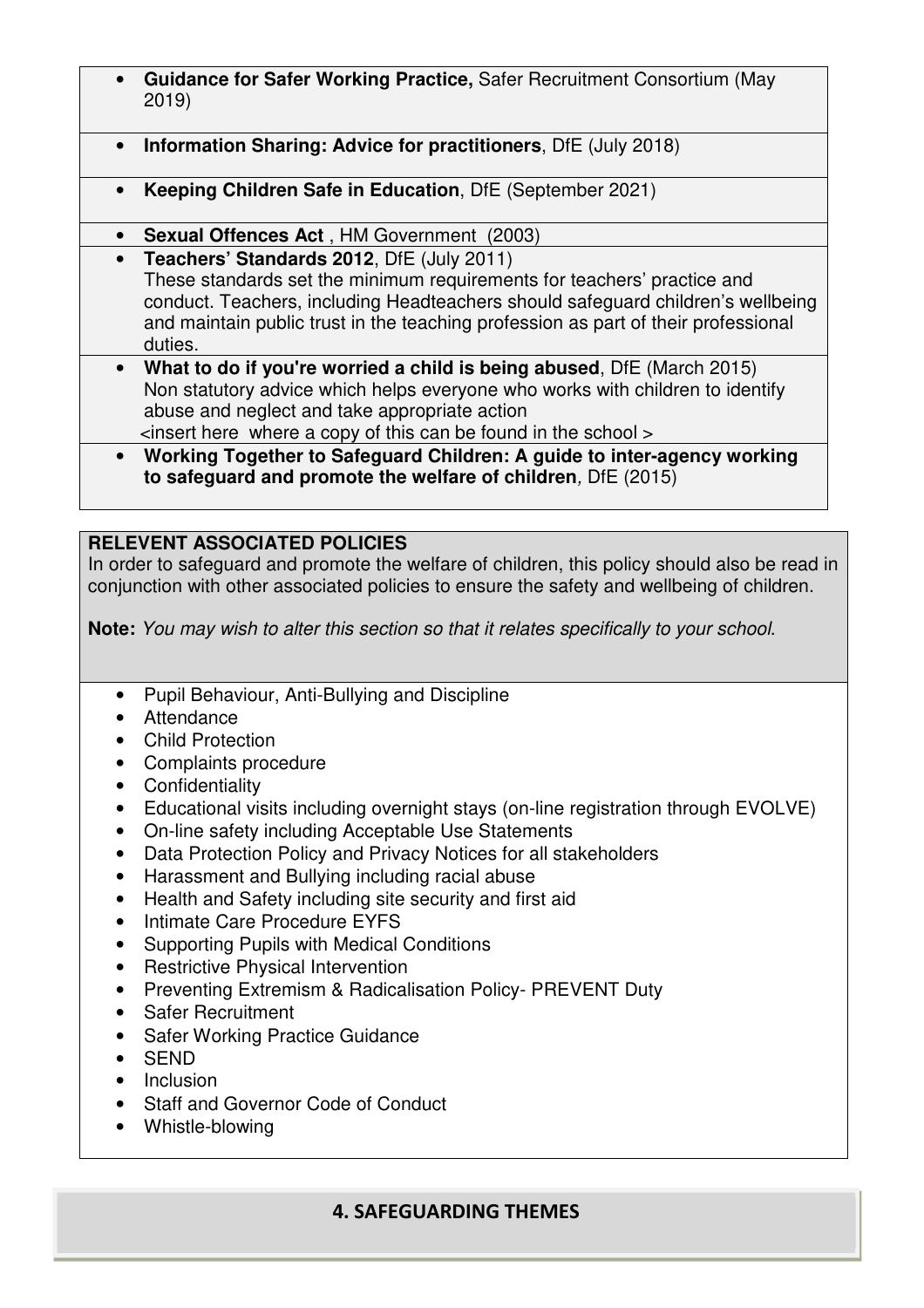- **Guidance for Safer Working Practice,** Safer Recruitment Consortium (May 2019)
- **Information Sharing: Advice for practitioners**, DfE (July 2018)
- **Keeping Children Safe in Education**, DfE (September 2021)
- **Sexual Offences Act** , HM Government (2003)
- **Teachers' Standards 2012**, DfE (July 2011)
  These standards set the minimum requirements for teachers' practice and conduct. Teachers, including Headteachers should safeguard children's wellbeing and maintain public trust in the teaching profession as part of their professional duties.
- **What to do if you're worried a child is being abused**, DfE (March 2015)
  Non statutory advice which helps everyone who works with children to identify abuse and neglect and take appropriate action
  <insert here where a copy of this can be found in the school >
- **Working Together to Safeguard Children: A guide to inter-agency working to safeguard and promote the welfare of children**, DfE (2015)

**RELEVENT ASSOCIATED POLICIES**

In order to safeguard and promote the welfare of children, this policy should also be read in conjunction with other associated policies to ensure the safety and wellbeing of children.

**Note:** *You may wish to alter this section so that it relates specifically to your school.*

- Pupil Behaviour, Anti-Bullying and Discipline
- Attendance
- Child Protection
- Complaints procedure
- Confidentiality
- Educational visits including overnight stays (on-line registration through EVOLVE)
- On-line safety including Acceptable Use Statements
- Data Protection Policy and Privacy Notices for all stakeholders
- Harassment and Bullying including racial abuse
- Health and Safety including site security and first aid
- Intimate Care Procedure EYFS
- Supporting Pupils with Medical Conditions
- Restrictive Physical Intervention
- Preventing Extremism & Radicalisation Policy- PREVENT Duty
- Safer Recruitment
- Safer Working Practice Guidance
- SEND
- Inclusion
- Staff and Governor Code of Conduct
- Whistle-blowing

## 4. SAFEGUARDING THEMES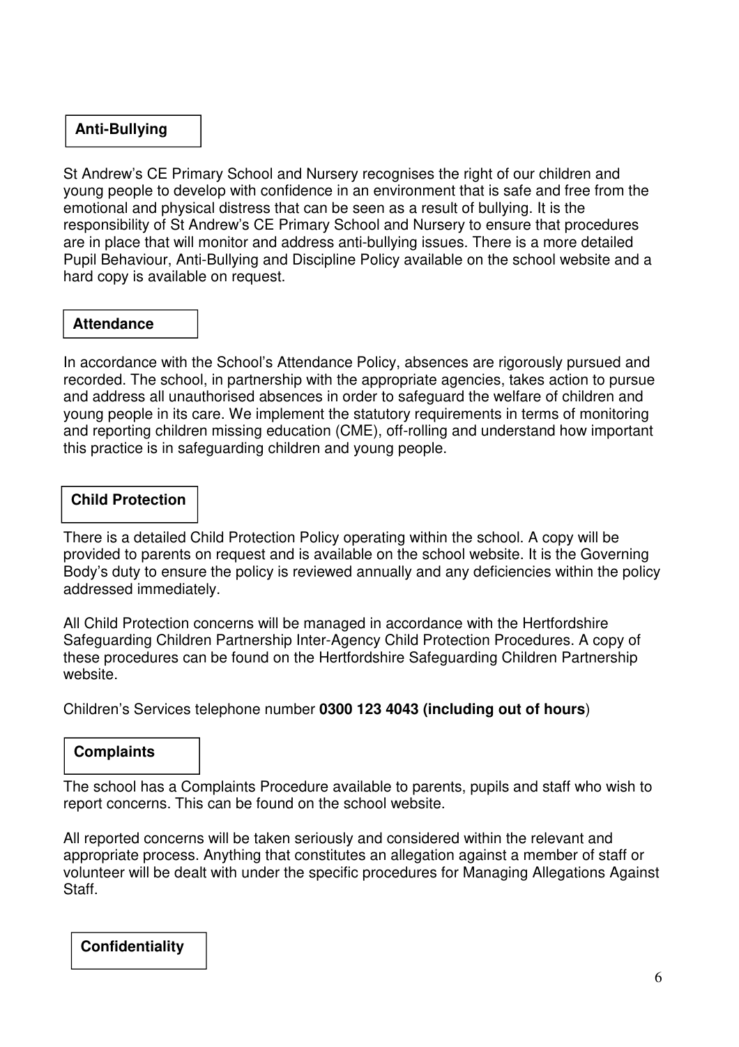## Anti-Bullying

St Andrew's CE Primary School and Nursery recognises the right of our children and young people to develop with confidence in an environment that is safe and free from the emotional and physical distress that can be seen as a result of bullying. It is the responsibility of St Andrew's CE Primary School and Nursery to ensure that procedures are in place that will monitor and address anti-bullying issues. There is a more detailed Pupil Behaviour, Anti-Bullying and Discipline Policy available on the school website and a hard copy is available on request.

## Attendance

In accordance with the School's Attendance Policy, absences are rigorously pursued and recorded. The school, in partnership with the appropriate agencies, takes action to pursue and address all unauthorised absences in order to safeguard the welfare of children and young people in its care. We implement the statutory requirements in terms of monitoring and reporting children missing education (CME), off-rolling and understand how important this practice is in safeguarding children and young people.

## Child Protection

There is a detailed Child Protection Policy operating within the school. A copy will be provided to parents on request and is available on the school website. It is the Governing Body's duty to ensure the policy is reviewed annually and any deficiencies within the policy addressed immediately.

All Child Protection concerns will be managed in accordance with the Hertfordshire Safeguarding Children Partnership Inter-Agency Child Protection Procedures. A copy of these procedures can be found on the Hertfordshire Safeguarding Children Partnership website.

Children's Services telephone number **0300 123 4043 (including out of hours**)

## Complaints

The school has a Complaints Procedure available to parents, pupils and staff who wish to report concerns. This can be found on the school website.

All reported concerns will be taken seriously and considered within the relevant and appropriate process. Anything that constitutes an allegation against a member of staff or volunteer will be dealt with under the specific procedures for Managing Allegations Against Staff.

## Confidentiality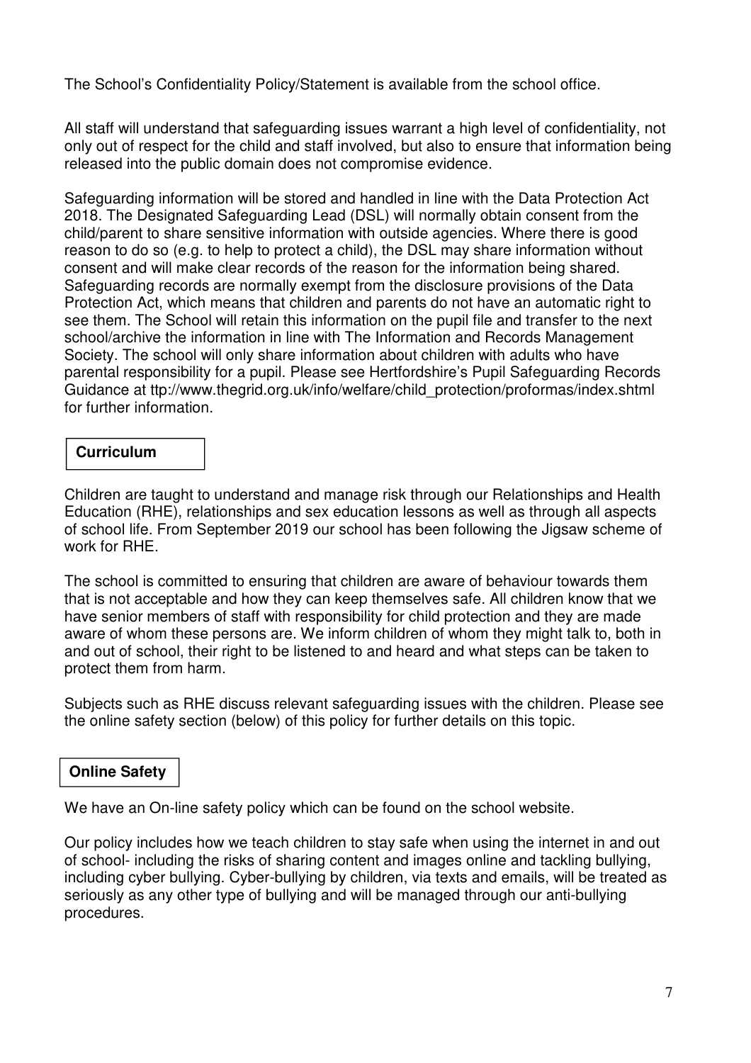The School's Confidentiality Policy/Statement is available from the school office.

All staff will understand that safeguarding issues warrant a high level of confidentiality, not only out of respect for the child and staff involved, but also to ensure that information being released into the public domain does not compromise evidence.

Safeguarding information will be stored and handled in line with the Data Protection Act 2018. The Designated Safeguarding Lead (DSL) will normally obtain consent from the child/parent to share sensitive information with outside agencies. Where there is good reason to do so (e.g. to help to protect a child), the DSL may share information without consent and will make clear records of the reason for the information being shared. Safeguarding records are normally exempt from the disclosure provisions of the Data Protection Act, which means that children and parents do not have an automatic right to see them. The School will retain this information on the pupil file and transfer to the next school/archive the information in line with The Information and Records Management Society. The school will only share information about children with adults who have parental responsibility for a pupil. Please see Hertfordshire's Pupil Safeguarding Records Guidance at ttp://www.thegrid.org.uk/info/welfare/child_protection/proformas/index.shtml for further information.

## Curriculum

Children are taught to understand and manage risk through our Relationships and Health Education (RHE), relationships and sex education lessons as well as through all aspects of school life. From September 2019 our school has been following the Jigsaw scheme of work for RHE.

The school is committed to ensuring that children are aware of behaviour towards them that is not acceptable and how they can keep themselves safe. All children know that we have senior members of staff with responsibility for child protection and they are made aware of whom these persons are. We inform children of whom they might talk to, both in and out of school, their right to be listened to and heard and what steps can be taken to protect them from harm.

Subjects such as RHE discuss relevant safeguarding issues with the children. Please see the online safety section (below) of this policy for further details on this topic.

## Online Safety

We have an On-line safety policy which can be found on the school website.

Our policy includes how we teach children to stay safe when using the internet in and out of school- including the risks of sharing content and images online and tackling bullying, including cyber bullying. Cyber-bullying by children, via texts and emails, will be treated as seriously as any other type of bullying and will be managed through our anti-bullying procedures.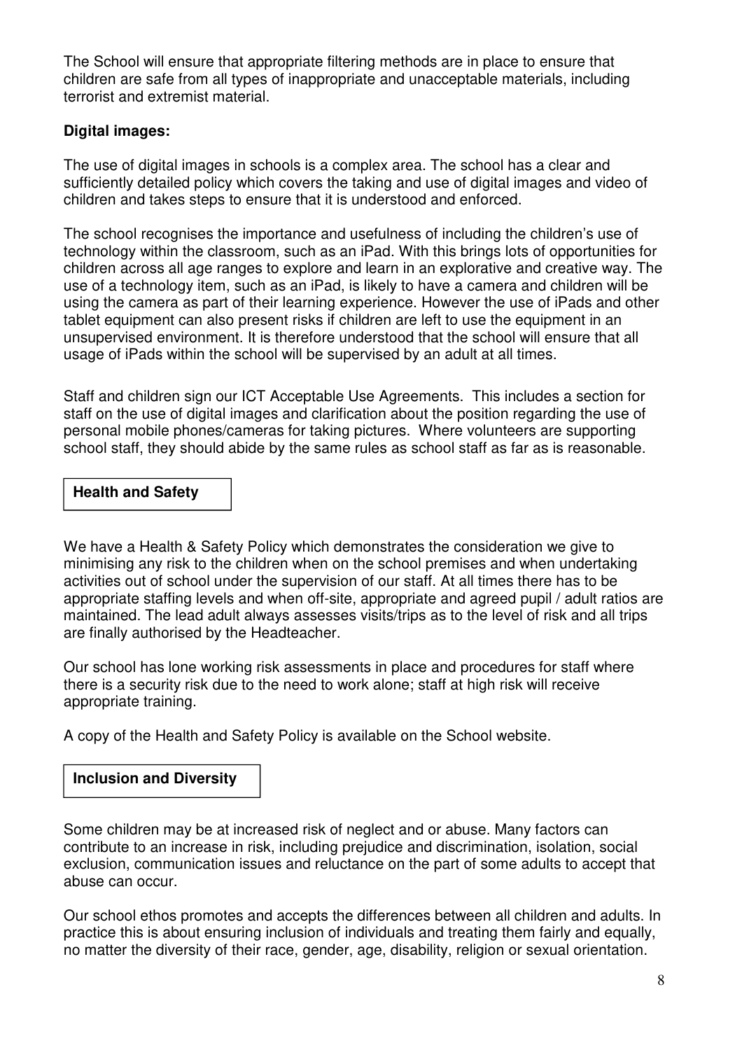The School will ensure that appropriate filtering methods are in place to ensure that children are safe from all types of inappropriate and unacceptable materials, including terrorist and extremist material.

**Digital images:**

The use of digital images in schools is a complex area. The school has a clear and sufficiently detailed policy which covers the taking and use of digital images and video of children and takes steps to ensure that it is understood and enforced.

The school recognises the importance and usefulness of including the children's use of technology within the classroom, such as an iPad. With this brings lots of opportunities for children across all age ranges to explore and learn in an explorative and creative way. The use of a technology item, such as an iPad, is likely to have a camera and children will be using the camera as part of their learning experience. However the use of iPads and other tablet equipment can also present risks if children are left to use the equipment in an unsupervised environment. It is therefore understood that the school will ensure that all usage of iPads within the school will be supervised by an adult at all times.

Staff and children sign our ICT Acceptable Use Agreements. This includes a section for staff on the use of digital images and clarification about the position regarding the use of personal mobile phones/cameras for taking pictures. Where volunteers are supporting school staff, they should abide by the same rules as school staff as far as is reasonable.

## Health and Safety

We have a Health & Safety Policy which demonstrates the consideration we give to minimising any risk to the children when on the school premises and when undertaking activities out of school under the supervision of our staff. At all times there has to be appropriate staffing levels and when off-site, appropriate and agreed pupil / adult ratios are maintained. The lead adult always assesses visits/trips as to the level of risk and all trips are finally authorised by the Headteacher.

Our school has lone working risk assessments in place and procedures for staff where there is a security risk due to the need to work alone; staff at high risk will receive appropriate training.

A copy of the Health and Safety Policy is available on the School website.

## Inclusion and Diversity

Some children may be at increased risk of neglect and or abuse. Many factors can contribute to an increase in risk, including prejudice and discrimination, isolation, social exclusion, communication issues and reluctance on the part of some adults to accept that abuse can occur.

Our school ethos promotes and accepts the differences between all children and adults. In practice this is about ensuring inclusion of individuals and treating them fairly and equally, no matter the diversity of their race, gender, age, disability, religion or sexual orientation.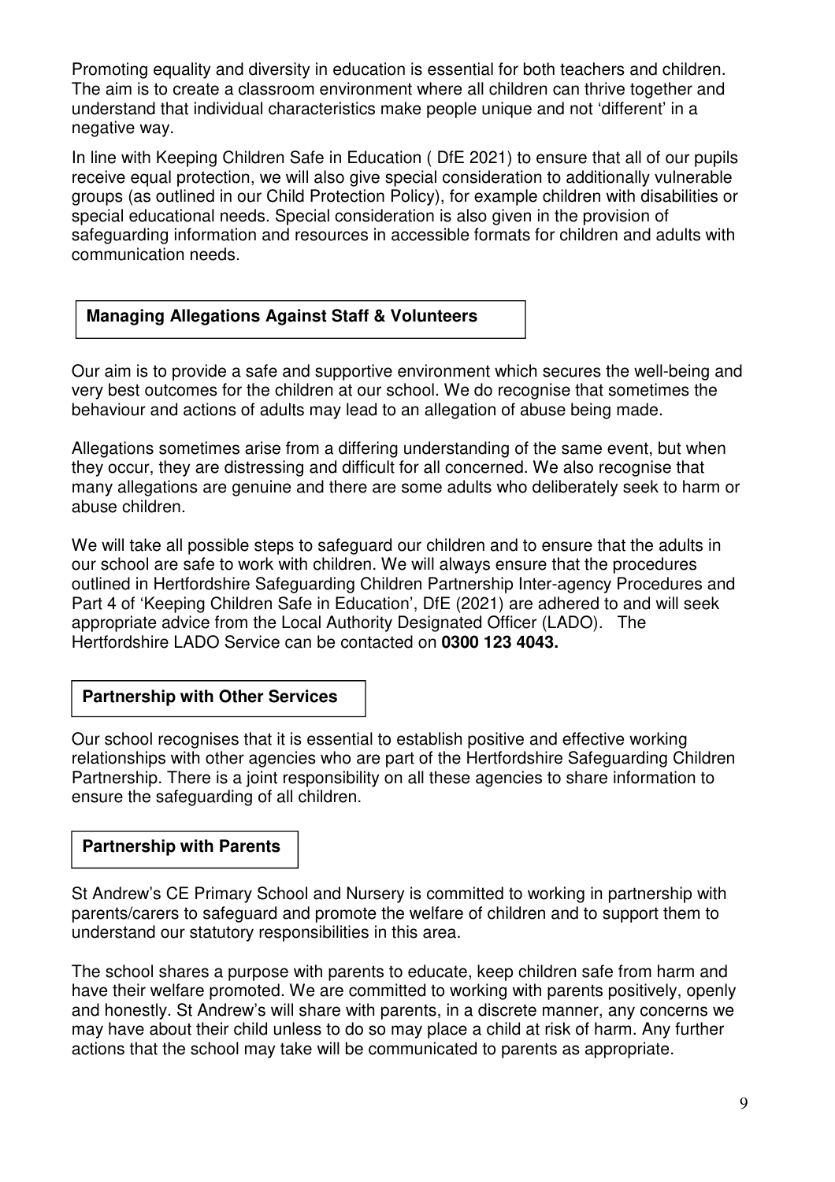Promoting equality and diversity in education is essential for both teachers and children. The aim is to create a classroom environment where all children can thrive together and understand that individual characteristics make people unique and not 'different' in a negative way.

In line with Keeping Children Safe in Education ( DfE 2021) to ensure that all of our pupils receive equal protection, we will also give special consideration to additionally vulnerable groups (as outlined in our Child Protection Policy), for example children with disabilities or special educational needs. Special consideration is also given in the provision of safeguarding information and resources in accessible formats for children and adults with communication needs.

## Managing Allegations Against Staff & Volunteers

Our aim is to provide a safe and supportive environment which secures the well-being and very best outcomes for the children at our school. We do recognise that sometimes the behaviour and actions of adults may lead to an allegation of abuse being made.

Allegations sometimes arise from a differing understanding of the same event, but when they occur, they are distressing and difficult for all concerned. We also recognise that many allegations are genuine and there are some adults who deliberately seek to harm or abuse children.

We will take all possible steps to safeguard our children and to ensure that the adults in our school are safe to work with children. We will always ensure that the procedures outlined in Hertfordshire Safeguarding Children Partnership Inter-agency Procedures and Part 4 of 'Keeping Children Safe in Education', DfE (2021) are adhered to and will seek appropriate advice from the Local Authority Designated Officer (LADO). The Hertfordshire LADO Service can be contacted on **0300 123 4043.**

## Partnership with Other Services

Our school recognises that it is essential to establish positive and effective working relationships with other agencies who are part of the Hertfordshire Safeguarding Children Partnership. There is a joint responsibility on all these agencies to share information to ensure the safeguarding of all children.

## Partnership with Parents

St Andrew's CE Primary School and Nursery is committed to working in partnership with parents/carers to safeguard and promote the welfare of children and to support them to understand our statutory responsibilities in this area.

The school shares a purpose with parents to educate, keep children safe from harm and have their welfare promoted. We are committed to working with parents positively, openly and honestly. St Andrew's will share with parents, in a discrete manner, any concerns we may have about their child unless to do so may place a child at risk of harm. Any further actions that the school may take will be communicated to parents as appropriate.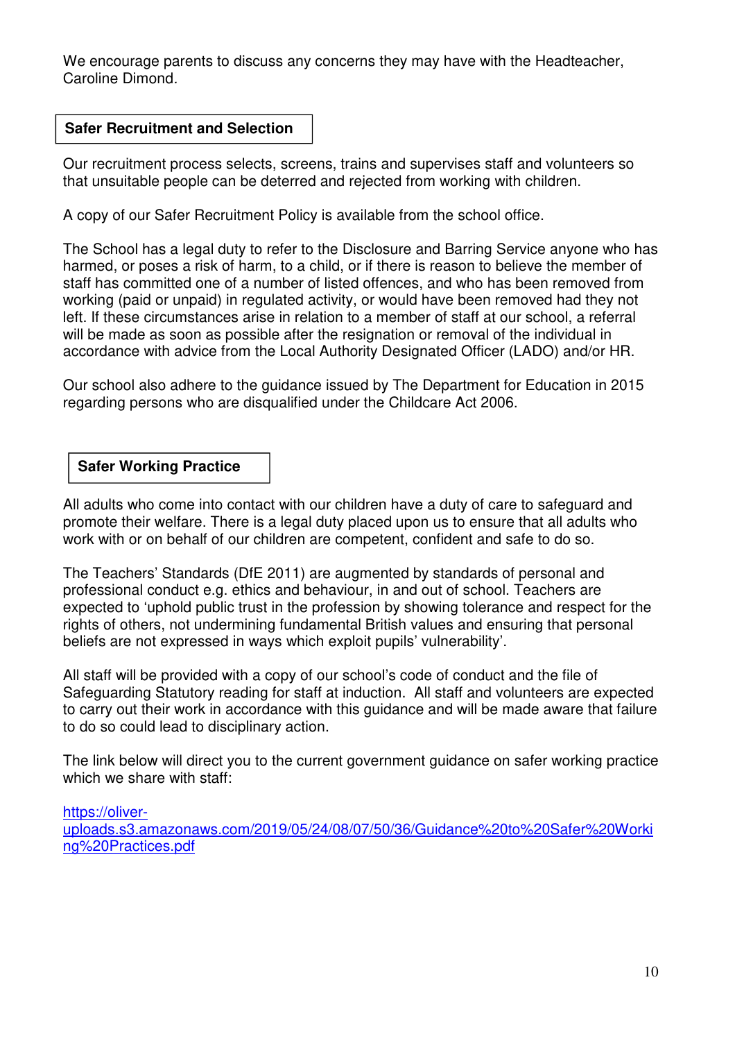We encourage parents to discuss any concerns they may have with the Headteacher, Caroline Dimond.

## Safer Recruitment and Selection

Our recruitment process selects, screens, trains and supervises staff and volunteers so that unsuitable people can be deterred and rejected from working with children.

A copy of our Safer Recruitment Policy is available from the school office.

The School has a legal duty to refer to the Disclosure and Barring Service anyone who has harmed, or poses a risk of harm, to a child, or if there is reason to believe the member of staff has committed one of a number of listed offences, and who has been removed from working (paid or unpaid) in regulated activity, or would have been removed had they not left. If these circumstances arise in relation to a member of staff at our school, a referral will be made as soon as possible after the resignation or removal of the individual in accordance with advice from the Local Authority Designated Officer (LADO) and/or HR.

Our school also adhere to the guidance issued by The Department for Education in 2015 regarding persons who are disqualified under the Childcare Act 2006.

## Safer Working Practice

All adults who come into contact with our children have a duty of care to safeguard and promote their welfare. There is a legal duty placed upon us to ensure that all adults who work with or on behalf of our children are competent, confident and safe to do so.

The Teachers' Standards (DfE 2011) are augmented by standards of personal and professional conduct e.g. ethics and behaviour, in and out of school. Teachers are expected to 'uphold public trust in the profession by showing tolerance and respect for the rights of others, not undermining fundamental British values and ensuring that personal beliefs are not expressed in ways which exploit pupils' vulnerability'.

All staff will be provided with a copy of our school's code of conduct and the file of Safeguarding Statutory reading for staff at induction. All staff and volunteers are expected to carry out their work in accordance with this guidance and will be made aware that failure to do so could lead to disciplinary action.

The link below will direct you to the current government guidance on safer working practice which we share with staff:

[https://oliver-uploads.s3.amazonaws.com/2019/05/24/08/07/50/36/Guidance%20to%20Safer%20Working%20Practices.pdf](https://oliver-uploads.s3.amazonaws.com/2019/05/24/08/07/50/36/Guidance%20to%20Safer%20Working%20Practices.pdf)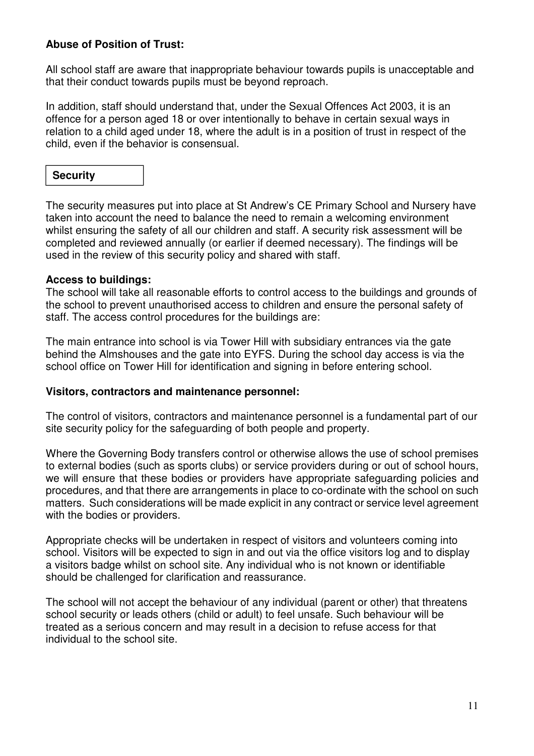**Abuse of Position of Trust:**

All school staff are aware that inappropriate behaviour towards pupils is unacceptable and that their conduct towards pupils must be beyond reproach.

In addition, staff should understand that, under the Sexual Offences Act 2003, it is an offence for a person aged 18 or over intentionally to behave in certain sexual ways in relation to a child aged under 18, where the adult is in a position of trust in respect of the child, even if the behavior is consensual.

## Security

The security measures put into place at St Andrew's CE Primary School and Nursery have taken into account the need to balance the need to remain a welcoming environment whilst ensuring the safety of all our children and staff. A security risk assessment will be completed and reviewed annually (or earlier if deemed necessary). The findings will be used in the review of this security policy and shared with staff.

**Access to buildings:**

The school will take all reasonable efforts to control access to the buildings and grounds of the school to prevent unauthorised access to children and ensure the personal safety of staff. The access control procedures for the buildings are:

The main entrance into school is via Tower Hill with subsidiary entrances via the gate behind the Almshouses and the gate into EYFS. During the school day access is via the school office on Tower Hill for identification and signing in before entering school.

**Visitors, contractors and maintenance personnel:**

The control of visitors, contractors and maintenance personnel is a fundamental part of our site security policy for the safeguarding of both people and property.

Where the Governing Body transfers control or otherwise allows the use of school premises to external bodies (such as sports clubs) or service providers during or out of school hours, we will ensure that these bodies or providers have appropriate safeguarding policies and procedures, and that there are arrangements in place to co-ordinate with the school on such matters. Such considerations will be made explicit in any contract or service level agreement with the bodies or providers.

Appropriate checks will be undertaken in respect of visitors and volunteers coming into school. Visitors will be expected to sign in and out via the office visitors log and to display a visitors badge whilst on school site. Any individual who is not known or identifiable should be challenged for clarification and reassurance.

The school will not accept the behaviour of any individual (parent or other) that threatens school security or leads others (child or adult) to feel unsafe. Such behaviour will be treated as a serious concern and may result in a decision to refuse access for that individual to the school site.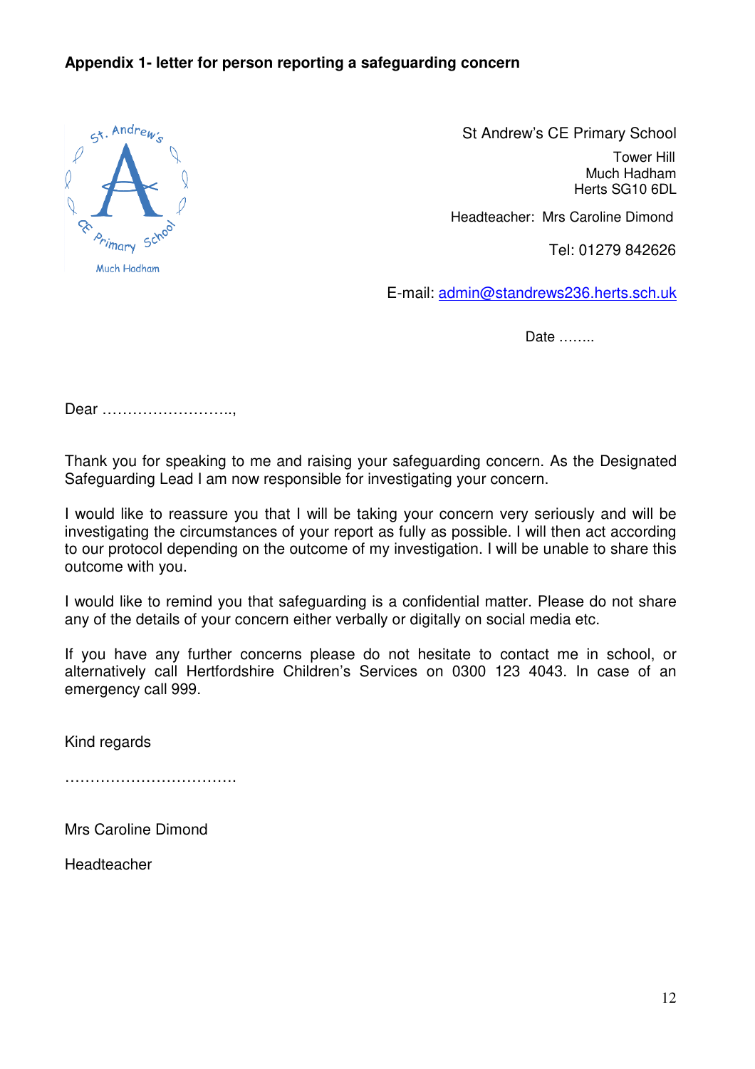**Appendix 1- letter for person reporting a safeguarding concern**

St Andrew's CE Primary School

Tower Hill
Much Hadham
Herts SG10 6DL

Headteacher: Mrs Caroline Dimond

Tel: 01279 842626

E-mail: admin@standrews236.herts.sch.uk

Date ……..

Dear ……………………..,

Thank you for speaking to me and raising your safeguarding concern. As the Designated Safeguarding Lead I am now responsible for investigating your concern.

I would like to reassure you that I will be taking your concern very seriously and will be investigating the circumstances of your report as fully as possible. I will then act according to our protocol depending on the outcome of my investigation. I will be unable to share this outcome with you.

I would like to remind you that safeguarding is a confidential matter. Please do not share any of the details of your concern either verbally or digitally on social media etc.

If you have any further concerns please do not hesitate to contact me in school, or alternatively call Hertfordshire Children's Services on 0300 123 4043. In case of an emergency call 999.

Kind regards

……………………………

Mrs Caroline Dimond

Headteacher